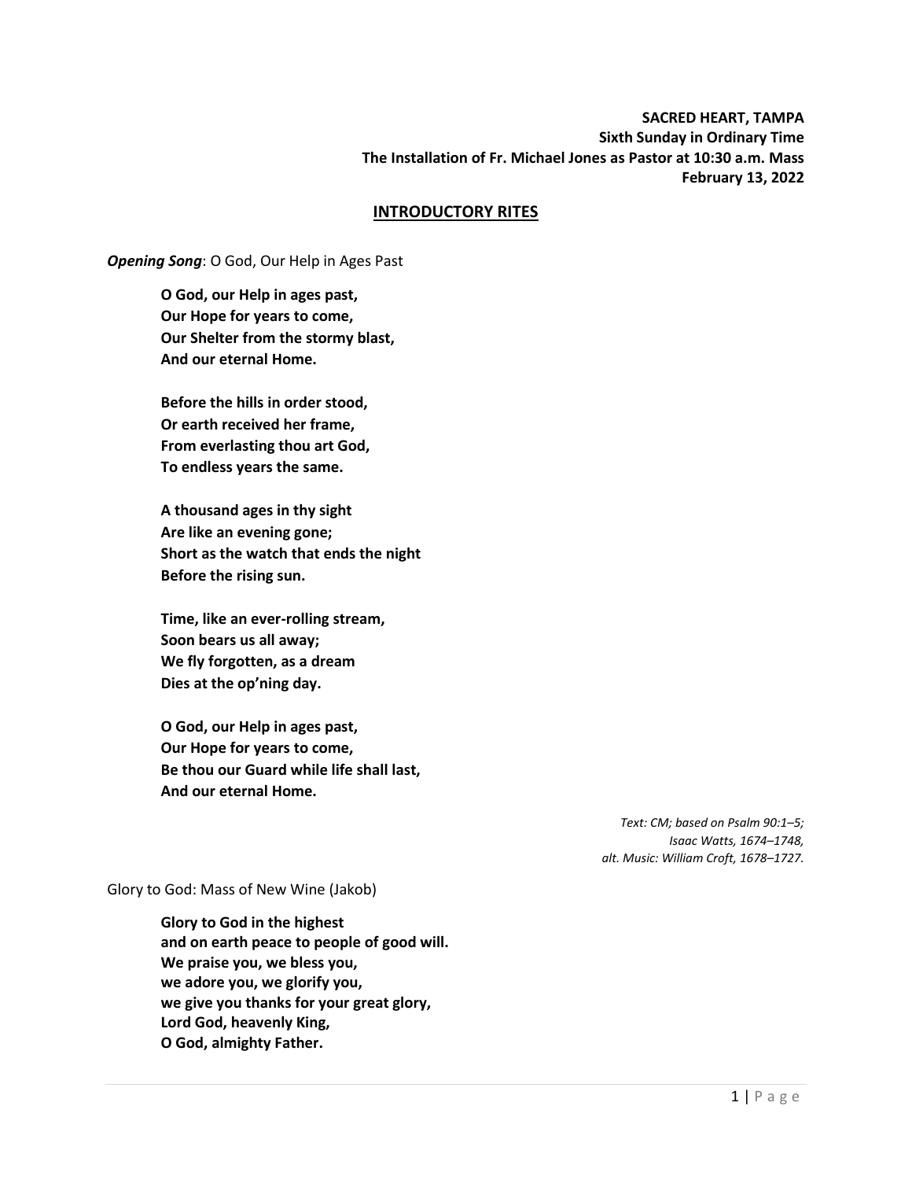**SACRED HEART, TAMPA**
**Sixth Sunday in Ordinary Time**
**The Installation of Fr. Michael Jones as Pastor at 10:30 a.m. Mass**
**February 13, 2022**

## INTRODUCTORY RITES

***Opening Song***: O God, Our Help in Ages Past

**O God, our Help in ages past,**
**Our Hope for years to come,**
**Our Shelter from the stormy blast,**
**And our eternal Home.**

**Before the hills in order stood,**
**Or earth received her frame,**
**From everlasting thou art God,**
**To endless years the same.**

**A thousand ages in thy sight**
**Are like an evening gone;**
**Short as the watch that ends the night**
**Before the rising sun.**

**Time, like an ever-rolling stream,**
**Soon bears us all away;**
**We fly forgotten, as a dream**
**Dies at the op'ning day.**

**O God, our Help in ages past,**
**Our Hope for years to come,**
**Be thou our Guard while life shall last,**
**And our eternal Home.**

*Text: CM; based on Psalm 90:1–5;*
*Isaac Watts, 1674–1748,*
*alt. Music: William Croft, 1678–1727.*

Glory to God: Mass of New Wine (Jakob)

**Glory to God in the highest**
**and on earth peace to people of good will.**
**We praise you, we bless you,**
**we adore you, we glorify you,**
**we give you thanks for your great glory,**
**Lord God, heavenly King,**
**O God, almighty Father.**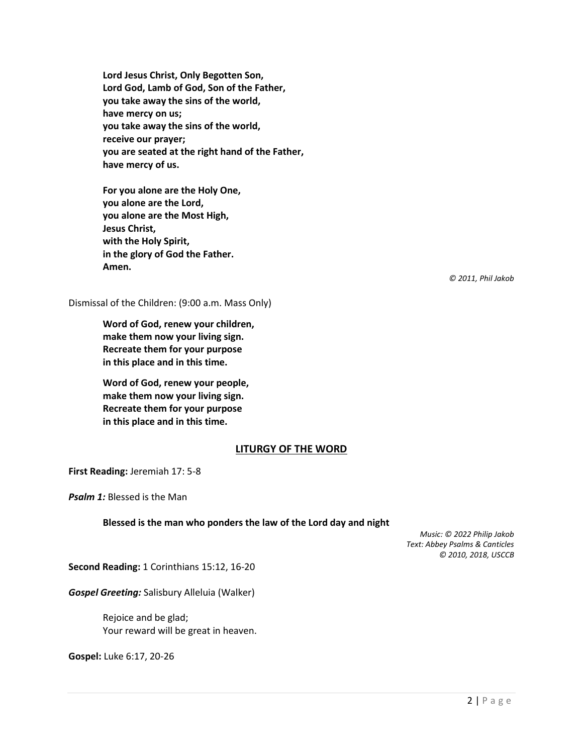**Lord Jesus Christ, Only Begotten Son,**
**Lord God, Lamb of God, Son of the Father,**
**you take away the sins of the world,**
**have mercy on us;**
**you take away the sins of the world,**
**receive our prayer;**
**you are seated at the right hand of the Father,**
**have mercy of us.**

**For you alone are the Holy One,**
**you alone are the Lord,**
**you alone are the Most High,**
**Jesus Christ,**
**with the Holy Spirit,**
**in the glory of God the Father.**
**Amen.**

*© 2011, Phil Jakob*

Dismissal of the Children: (9:00 a.m. Mass Only)

**Word of God, renew your children,**
**make them now your living sign.**
**Recreate them for your purpose**
**in this place and in this time.**

**Word of God, renew your people,**
**make them now your living sign.**
**Recreate them for your purpose**
**in this place and in this time.**

## LITURGY OF THE WORD

**First Reading:** Jeremiah 17: 5-8

***Psalm 1:*** Blessed is the Man

**Blessed is the man who ponders the law of the Lord day and night**

*Music: © 2022 Philip Jakob*
*Text: Abbey Psalms & Canticles*
*© 2010, 2018, USCCB*

**Second Reading:** 1 Corinthians 15:12, 16-20

***Gospel Greeting:*** Salisbury Alleluia (Walker)

Rejoice and be glad;
Your reward will be great in heaven.

**Gospel:** Luke 6:17, 20-26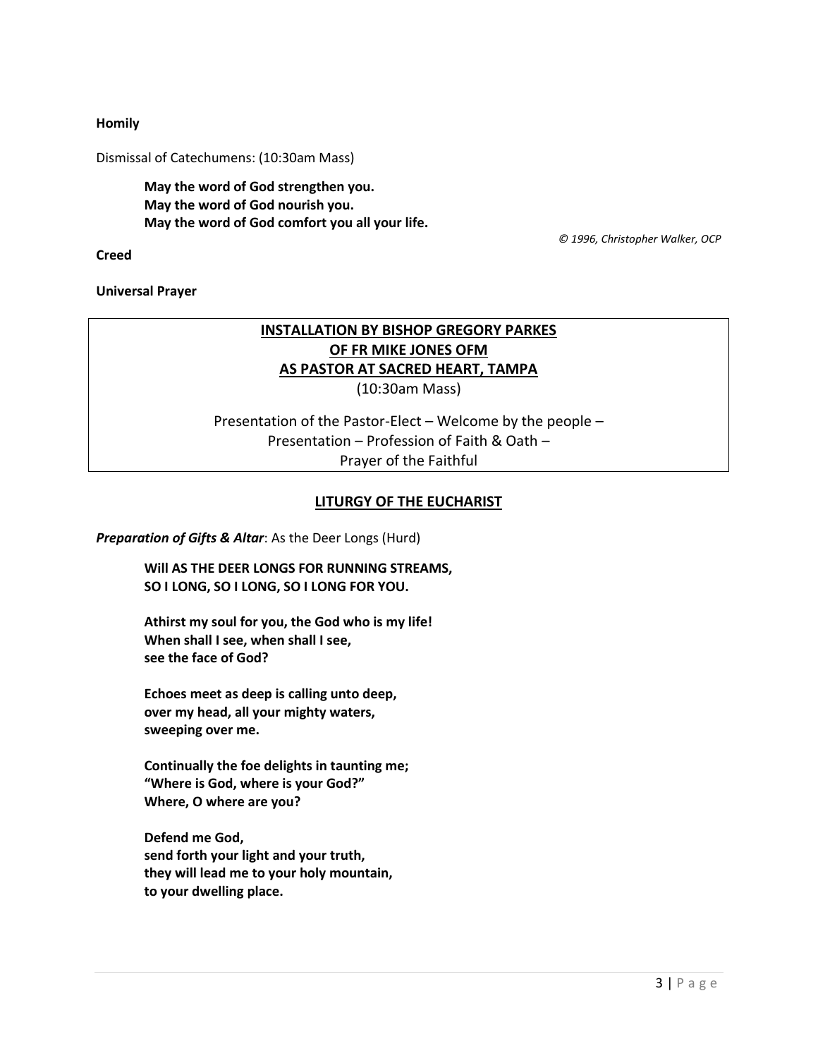**Homily**

Dismissal of Catechumens: (10:30am Mass)

> **May the word of God strengthen you.**
> **May the word of God nourish you.**
> **May the word of God comfort you all your life.**

*© 1996, Christopher Walker, OCP*

**Creed**

**Universal Prayer**

**INSTALLATION BY BISHOP GREGORY PARKES**
**OF FR MIKE JONES OFM**
**AS PASTOR AT SACRED HEART, TAMPA**
(10:30am Mass)

Presentation of the Pastor-Elect – Welcome by the people –
Presentation – Profession of Faith & Oath –
Prayer of the Faithful

## LITURGY OF THE EUCHARIST

***Preparation of Gifts & Altar***: As the Deer Longs (Hurd)

> **Will AS THE DEER LONGS FOR RUNNING STREAMS,**
> **SO I LONG, SO I LONG, SO I LONG FOR YOU.**
>
> **Athirst my soul for you, the God who is my life!**
> **When shall I see, when shall I see,**
> **see the face of God?**
>
> **Echoes meet as deep is calling unto deep,**
> **over my head, all your mighty waters,**
> **sweeping over me.**
>
> **Continually the foe delights in taunting me;**
> **"Where is God, where is your God?"**
> **Where, O where are you?**
>
> **Defend me God,**
> **send forth your light and your truth,**
> **they will lead me to your holy mountain,**
> **to your dwelling place.**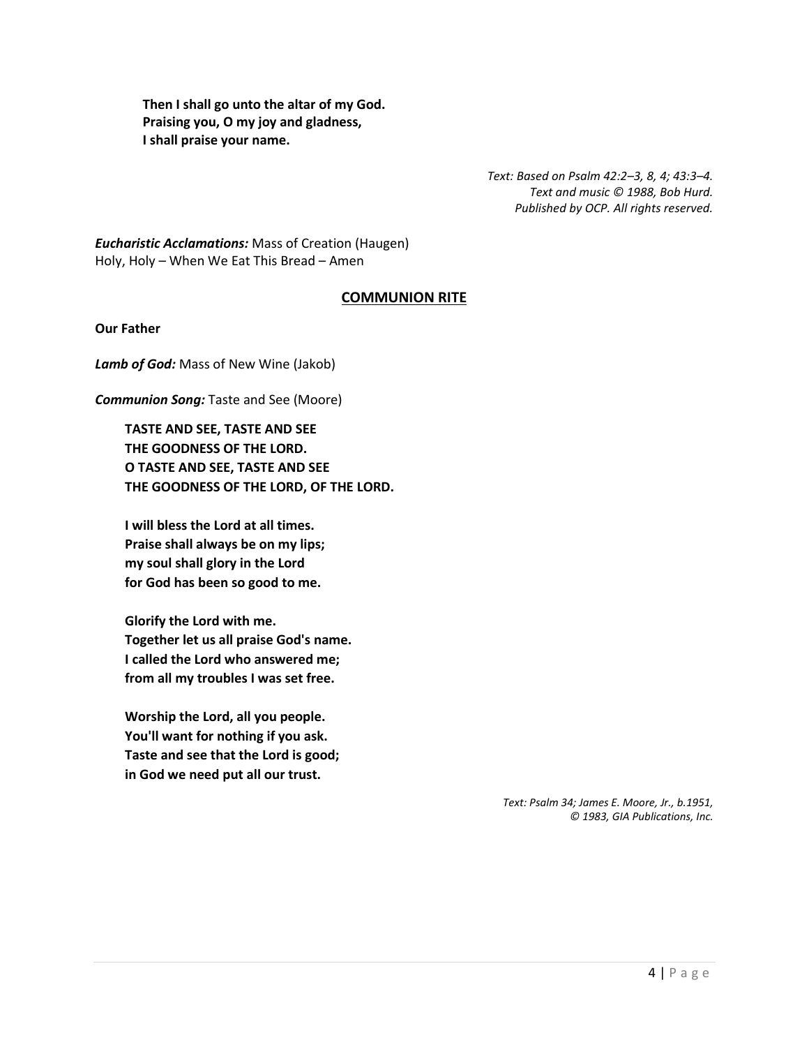**Then I shall go unto the altar of my God.**
**Praising you, O my joy and gladness,**
**I shall praise your name.**

*Text: Based on Psalm 42:2–3, 8, 4; 43:3–4.*
*Text and music © 1988, Bob Hurd.*
*Published by OCP. All rights reserved.*

***Eucharistic Acclamations:*** Mass of Creation (Haugen)
Holy, Holy – When We Eat This Bread – Amen

## COMMUNION RITE

**Our Father**

***Lamb of God:*** Mass of New Wine (Jakob)

***Communion Song:*** Taste and See (Moore)

**TASTE AND SEE, TASTE AND SEE**
**THE GOODNESS OF THE LORD.**
**O TASTE AND SEE, TASTE AND SEE**
**THE GOODNESS OF THE LORD, OF THE LORD.**

**I will bless the Lord at all times.**
**Praise shall always be on my lips;**
**my soul shall glory in the Lord**
**for God has been so good to me.**

**Glorify the Lord with me.**
**Together let us all praise God's name.**
**I called the Lord who answered me;**
**from all my troubles I was set free.**

**Worship the Lord, all you people.**
**You'll want for nothing if you ask.**
**Taste and see that the Lord is good;**
**in God we need put all our trust.**

*Text: Psalm 34; James E. Moore, Jr., b.1951,*
*© 1983, GIA Publications, Inc.*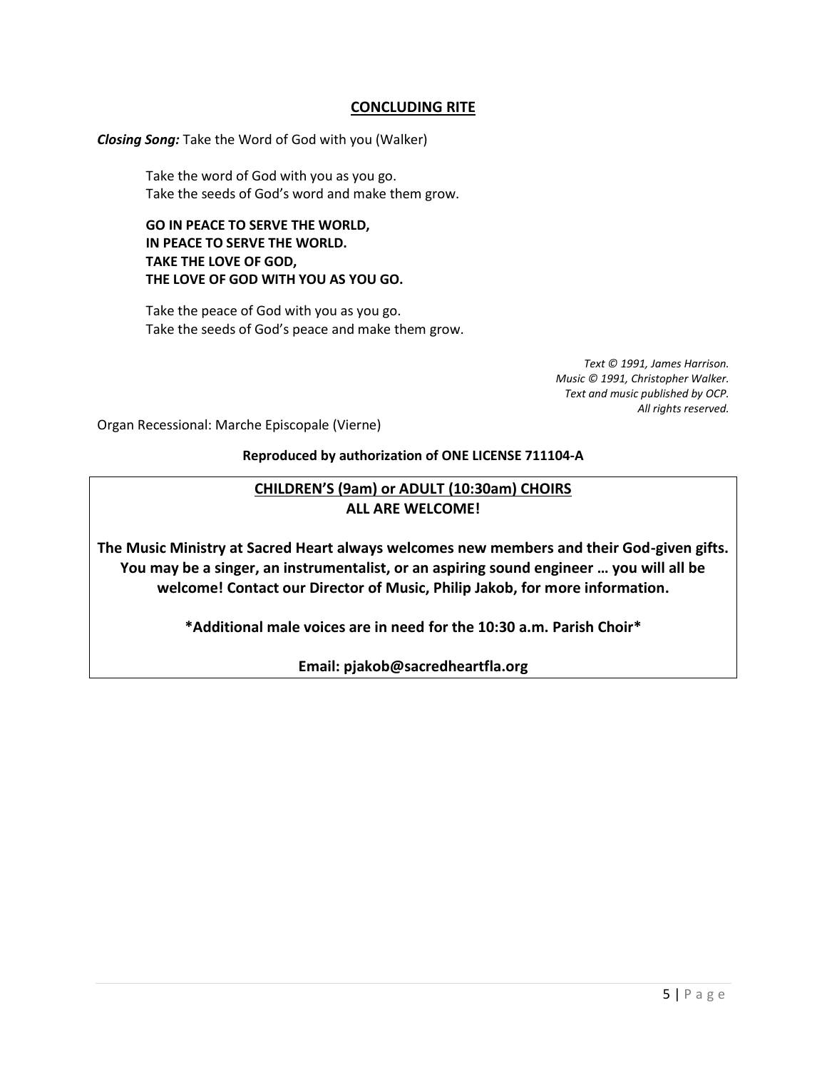## CONCLUDING RITE

***Closing Song:*** Take the Word of God with you (Walker)

Take the word of God with you as you go.
Take the seeds of God's word and make them grow.

**GO IN PEACE TO SERVE THE WORLD,**
**IN PEACE TO SERVE THE WORLD.**
**TAKE THE LOVE OF GOD,**
**THE LOVE OF GOD WITH YOU AS YOU GO.**

Take the peace of God with you as you go.
Take the seeds of God's peace and make them grow.

*Text © 1991, James Harrison.*
*Music © 1991, Christopher Walker.*
*Text and music published by OCP.*
*All rights reserved.*

Organ Recessional: Marche Episcopale (Vierne)

**Reproduced by authorization of ONE LICENSE 711104-A**

**CHILDREN'S (9am) or ADULT (10:30am) CHOIRS**
**ALL ARE WELCOME!**

**The Music Ministry at Sacred Heart always welcomes new members and their God-given gifts. You may be a singer, an instrumentalist, or an aspiring sound engineer … you will all be welcome! Contact our Director of Music, Philip Jakob, for more information.**

**\*Additional male voices are in need for the 10:30 a.m. Parish Choir\***

**Email: pjakob@sacredheartfla.org**